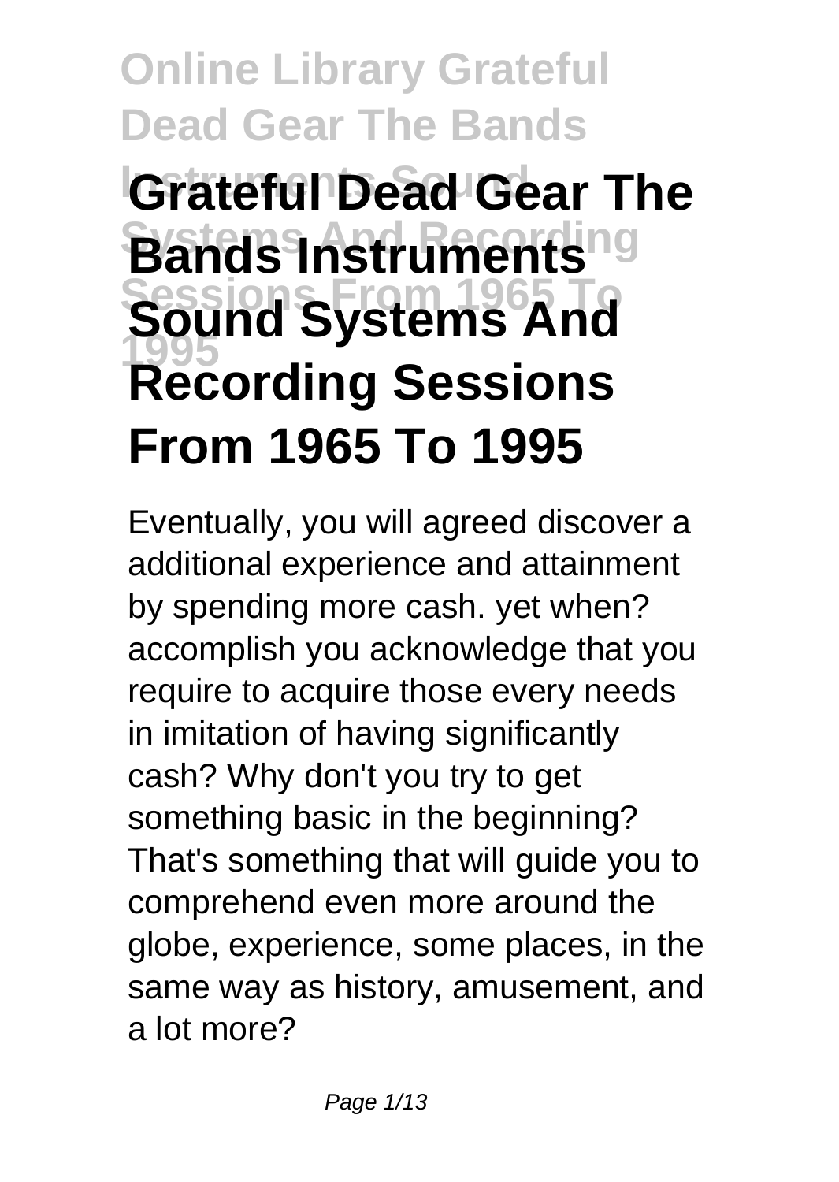# Online Library Grateful Dead Gear The Bands Instruments Sound Systems And Recording Sessions From 1965 To 1995

# Grateful Dead Gear The Bands Instruments Sound Systems And Recording Sessions From 1965 To 1995

Eventually, you will agreed discover a additional experience and attainment by spending more cash. yet when? accomplish you acknowledge that you require to acquire those every needs in imitation of having significantly cash? Why don't you try to get something basic in the beginning? That's something that will guide you to comprehend even more around the globe, experience, some places, in the same way as history, amusement, and a lot more?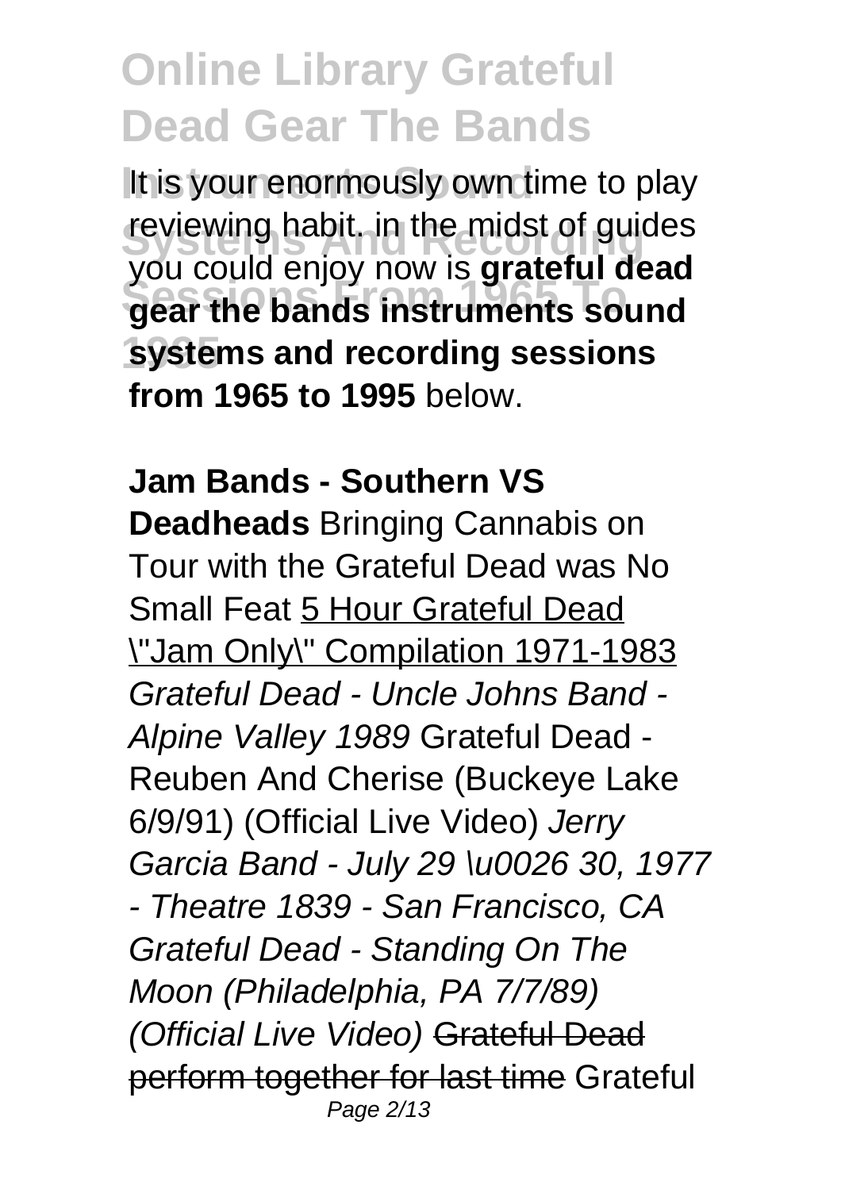It is your enormously own time to play reviewing habit. in the midst of guides you could enjoy now is **grateful dead gear the bands instruments sound systems and recording sessions from 1965 to 1995** below.

**Jam Bands - Southern VS Deadheads** Bringing Cannabis on Tour with the Grateful Dead was No Small Feat 5 Hour Grateful Dead \"Jam Only\" Compilation 1971-1983 *Grateful Dead - Uncle Johns Band - Alpine Valley 1989* Grateful Dead - Reuben And Cherise (Buckeye Lake 6/9/91) (Official Live Video) *Jerry Garcia Band - July 29 \u0026 30, 1977 - Theatre 1839 - San Francisco, CA* *Grateful Dead - Standing On The Moon (Philadelphia, PA 7/7/89) (Official Live Video)* ~~Grateful Dead perform together for last time~~ Grateful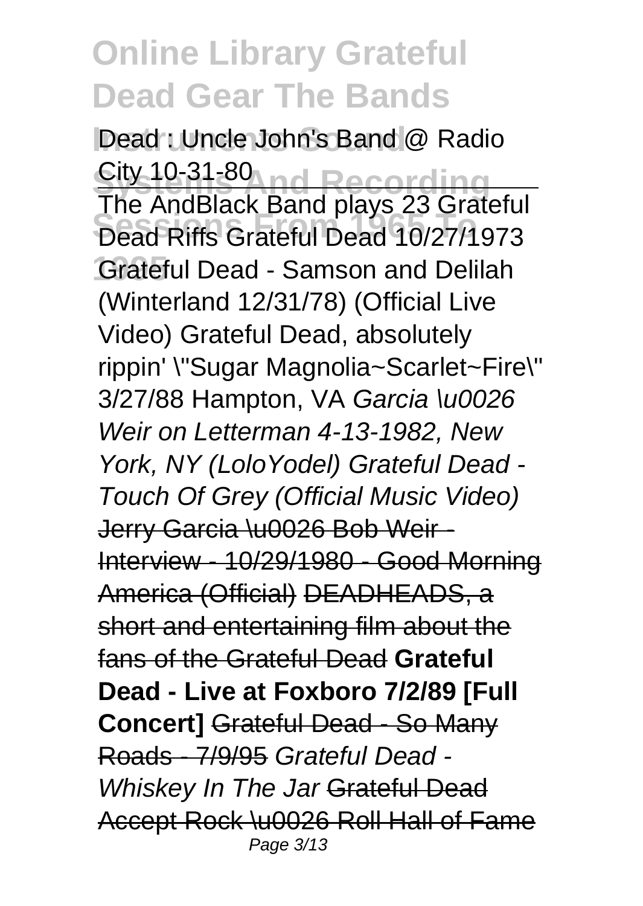Dead : Uncle John's Band @ Radio City 10-31-80

The AndBlack Band plays 23 Grateful Dead Riffs Grateful Dead 10/27/1973 Grateful Dead - Samson and Delilah (Winterland 12/31/78) (Official Live Video) Grateful Dead, absolutely rippin' \"Sugar Magnolia~Scarlet~Fire\" 3/27/88 Hampton, VA *Garcia \u0026 Weir on Letterman 4-13-1982, New York, NY (LoloYodel) Grateful Dead - Touch Of Grey (Official Music Video)* Jerry Garcia \u0026 Bob Weir - Interview - 10/29/1980 - Good Morning America (Official) DEADHEADS, a short and entertaining film about the fans of the Grateful Dead **Grateful Dead - Live at Foxboro 7/2/89 [Full Concert]** Grateful Dead - So Many Roads - 7/9/95 *Grateful Dead - Whiskey In The Jar* Grateful Dead Accept Rock \u0026 Roll Hall of Fame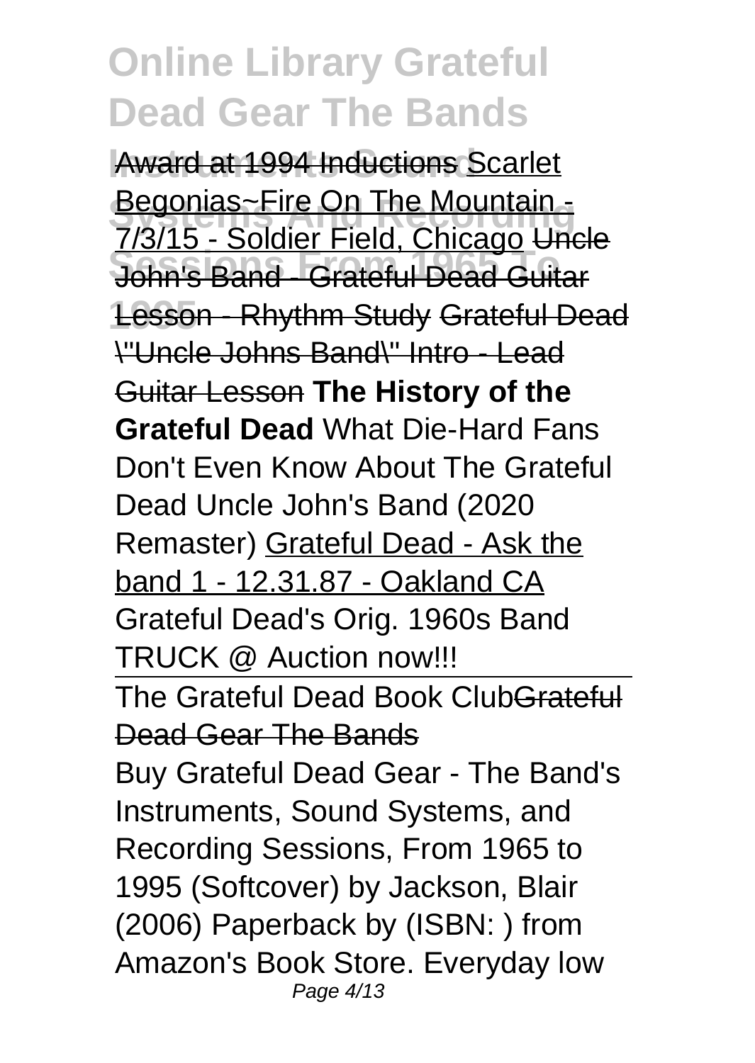Award at 1994 Inductions Scarlet Begonias~Fire On The Mountain - 7/3/15 - Soldier Field, Chicago Uncle John's Band - Grateful Dead Guitar Lesson - Rhythm Study Grateful Dead "Uncle Johns Band" Intro - Lead Guitar Lesson **The History of the Grateful Dead** What Die-Hard Fans Don't Even Know About The Grateful Dead Uncle John's Band (2020 Remaster) Grateful Dead - Ask the band 1 - 12.31.87 - Oakland CA Grateful Dead's Orig. 1960s Band TRUCK @ Auction now!!!

The Grateful Dead Book ClubGrateful Dead Gear The Bands

Buy Grateful Dead Gear - The Band's Instruments, Sound Systems, and Recording Sessions, From 1965 to 1995 (Softcover) by Jackson, Blair (2006) Paperback by (ISBN: ) from Amazon's Book Store. Everyday low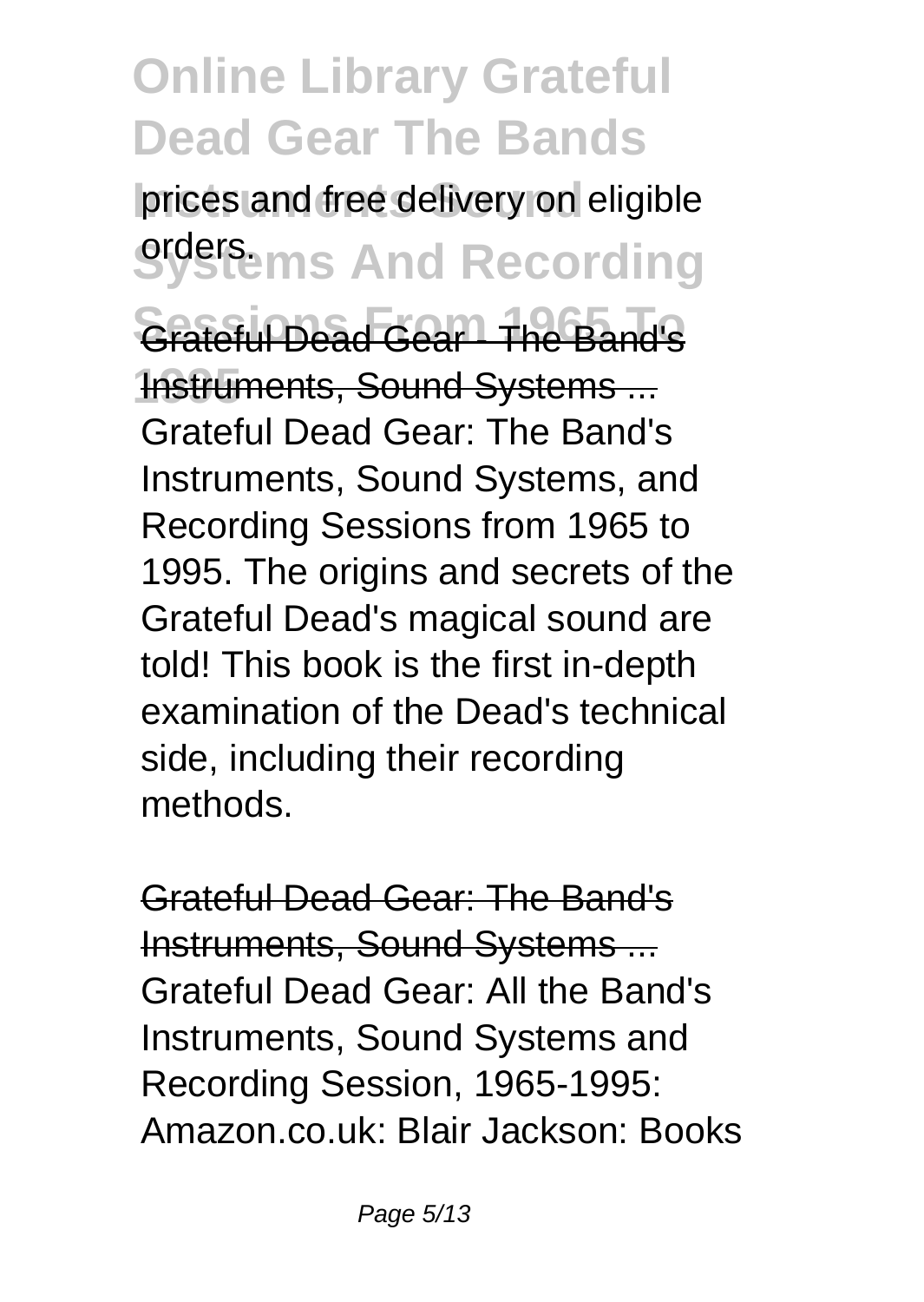prices and free delivery on eligible orders.

Grateful Dead Gear - The Band's Instruments, Sound Systems ...

Grateful Dead Gear: The Band's Instruments, Sound Systems, and Recording Sessions from 1965 to 1995. The origins and secrets of the Grateful Dead's magical sound are told! This book is the first in-depth examination of the Dead's technical side, including their recording methods.

Grateful Dead Gear: The Band's Instruments, Sound Systems ...

Grateful Dead Gear: All the Band's Instruments, Sound Systems and Recording Session, 1965-1995: Amazon.co.uk: Blair Jackson: Books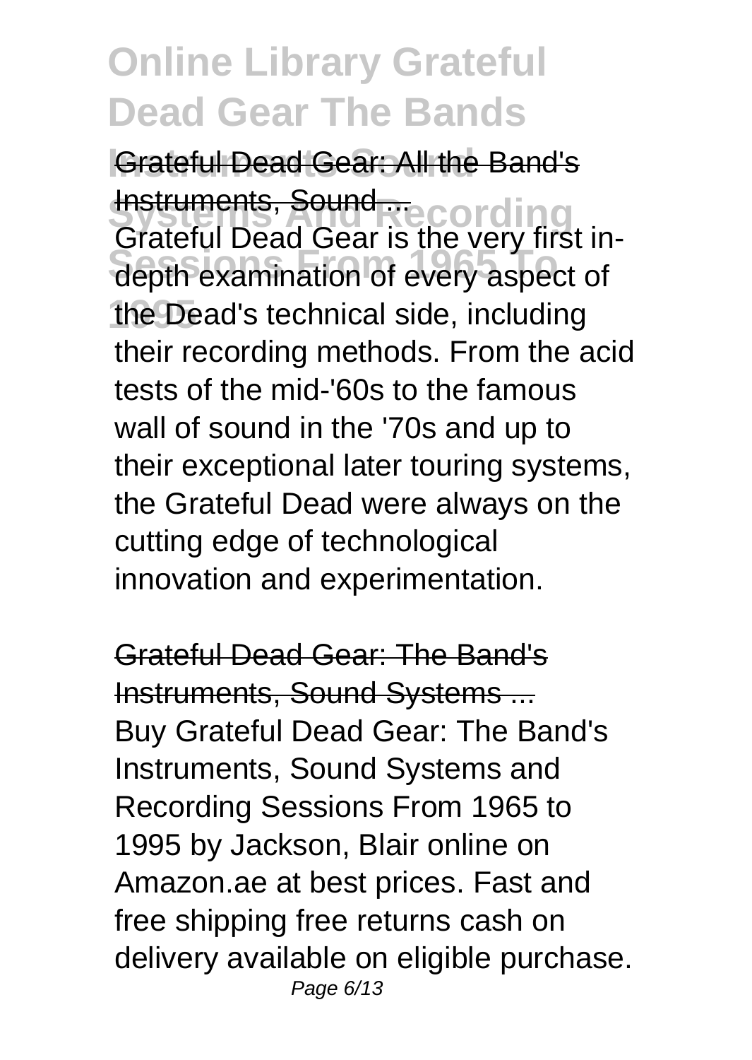Grateful Dead Gear: All the Band's Instruments, Sound ...

Grateful Dead Gear is the very first in-depth examination of every aspect of the Dead's technical side, including their recording methods. From the acid tests of the mid-'60s to the famous wall of sound in the '70s and up to their exceptional later touring systems, the Grateful Dead were always on the cutting edge of technological innovation and experimentation.

Grateful Dead Gear: The Band's Instruments, Sound Systems ...

Buy Grateful Dead Gear: The Band's Instruments, Sound Systems and Recording Sessions From 1965 to 1995 by Jackson, Blair online on Amazon.ae at best prices. Fast and free shipping free returns cash on delivery available on eligible purchase.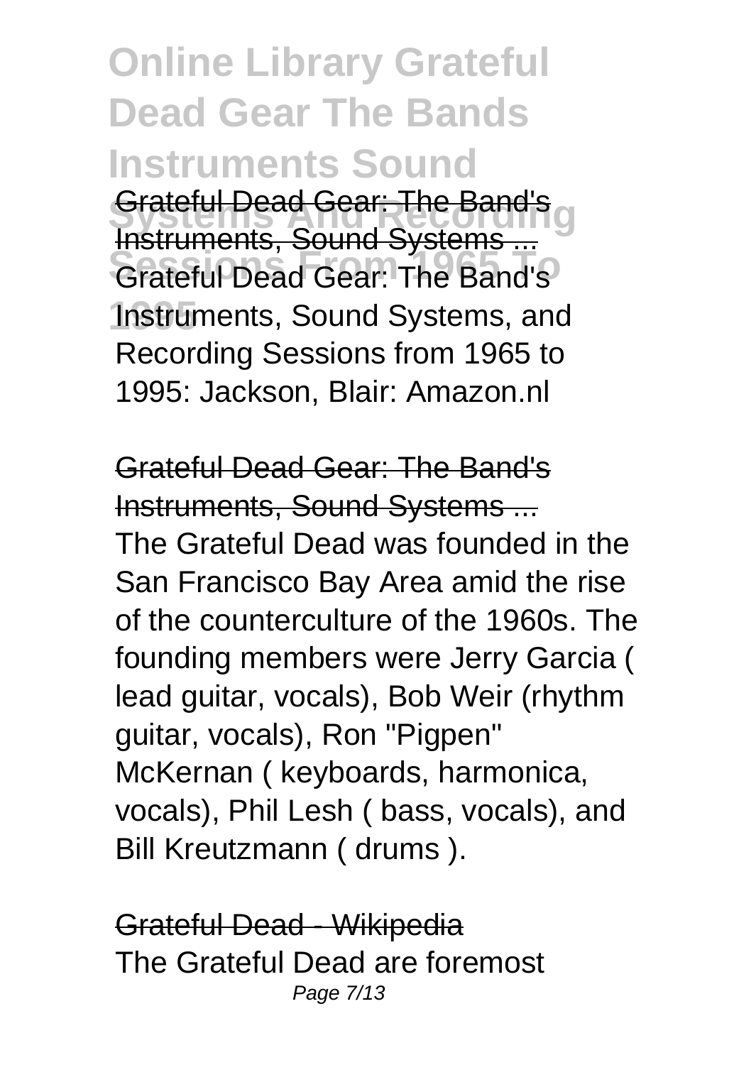Grateful Dead Gear: The Band's Instruments, Sound Systems ...
Grateful Dead Gear: The Band's Instruments, Sound Systems, and Recording Sessions from 1965 to 1995: Jackson, Blair: Amazon.nl

Grateful Dead Gear: The Band's Instruments, Sound Systems ...
The Grateful Dead was founded in the San Francisco Bay Area amid the rise of the counterculture of the 1960s. The founding members were Jerry Garcia ( lead guitar, vocals), Bob Weir (rhythm guitar, vocals), Ron "Pigpen" McKernan ( keyboards, harmonica, vocals), Phil Lesh ( bass, vocals), and Bill Kreutzmann ( drums ).

Grateful Dead - Wikipedia
The Grateful Dead are foremost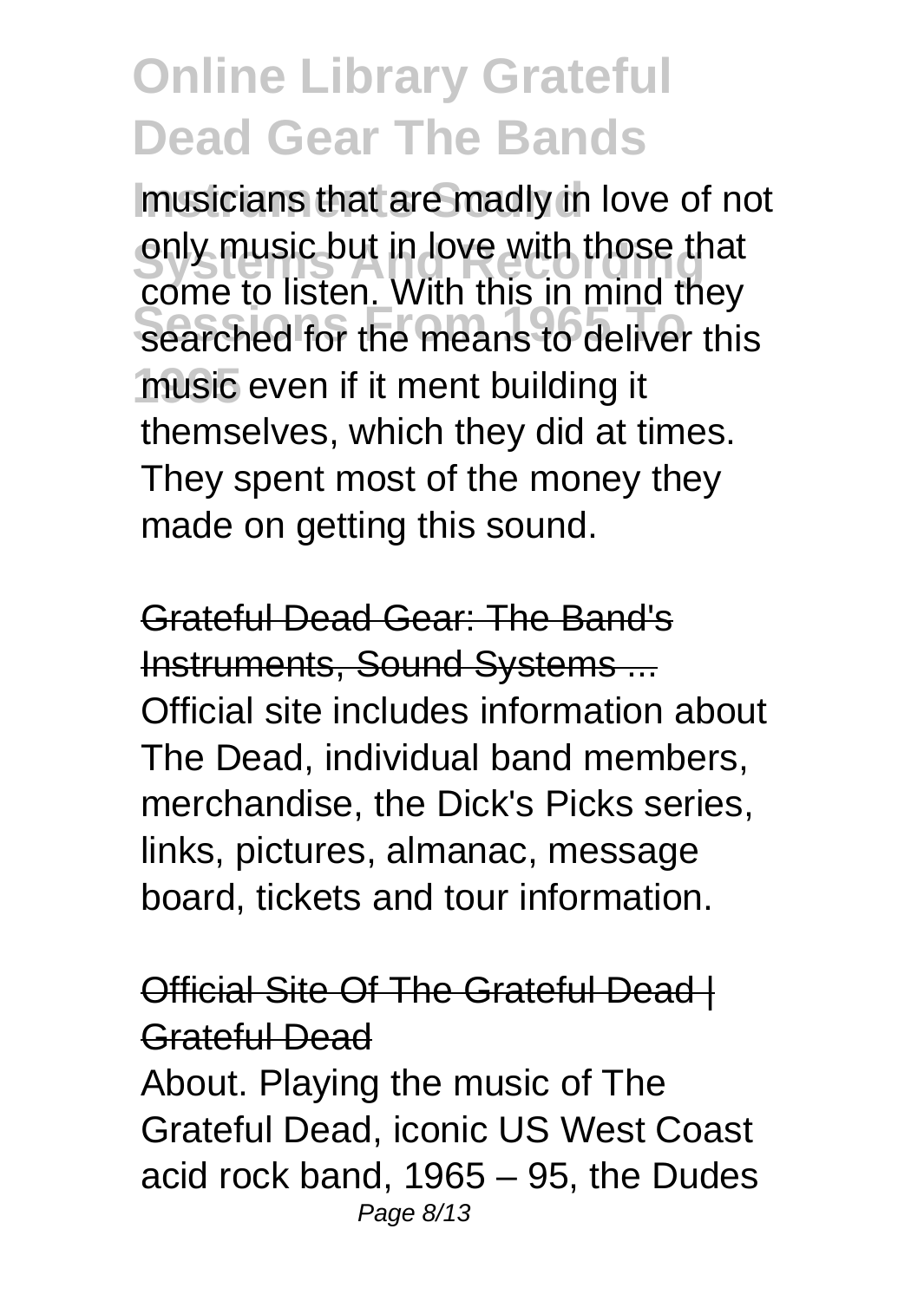musicians that are madly in love of not only music but in love with those that come to listen. With this in mind they searched for the means to deliver this music even if it ment building it themselves, which they did at times. They spent most of the money they made on getting this sound.

## Grateful Dead Gear: The Band's Instruments, Sound Systems ...

Official site includes information about The Dead, individual band members, merchandise, the Dick's Picks series, links, pictures, almanac, message board, tickets and tour information.

## Official Site Of The Grateful Dead | Grateful Dead

About. Playing the music of The Grateful Dead, iconic US West Coast acid rock band, 1965 – 95, the Dudes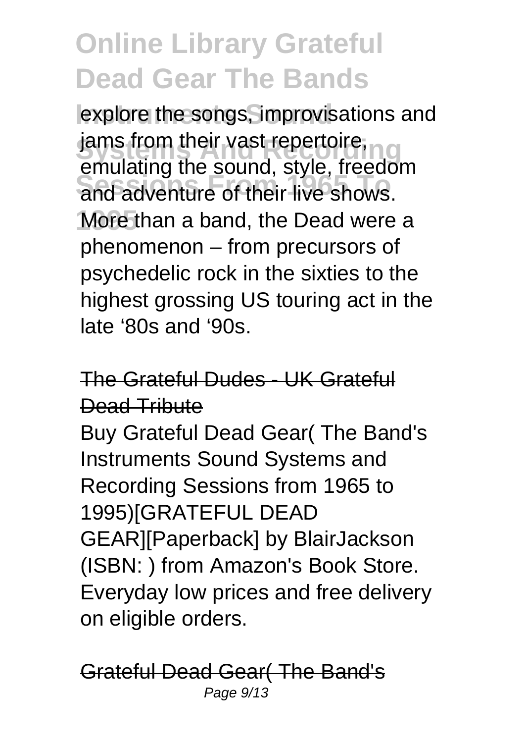explore the songs, improvisations and jams from their vast repertoire, emulating the sound, style, freedom and adventure of their live shows. More than a band, the Dead were a phenomenon – from precursors of psychedelic rock in the sixties to the highest grossing US touring act in the late '80s and '90s.

## The Grateful Dudes - UK Grateful Dead Tribute

Buy Grateful Dead Gear( The Band's Instruments Sound Systems and Recording Sessions from 1965 to 1995)[GRATEFUL DEAD GEAR][Paperback] by BlairJackson (ISBN: ) from Amazon's Book Store. Everyday low prices and free delivery on eligible orders.

## Grateful Dead Gear( The Band's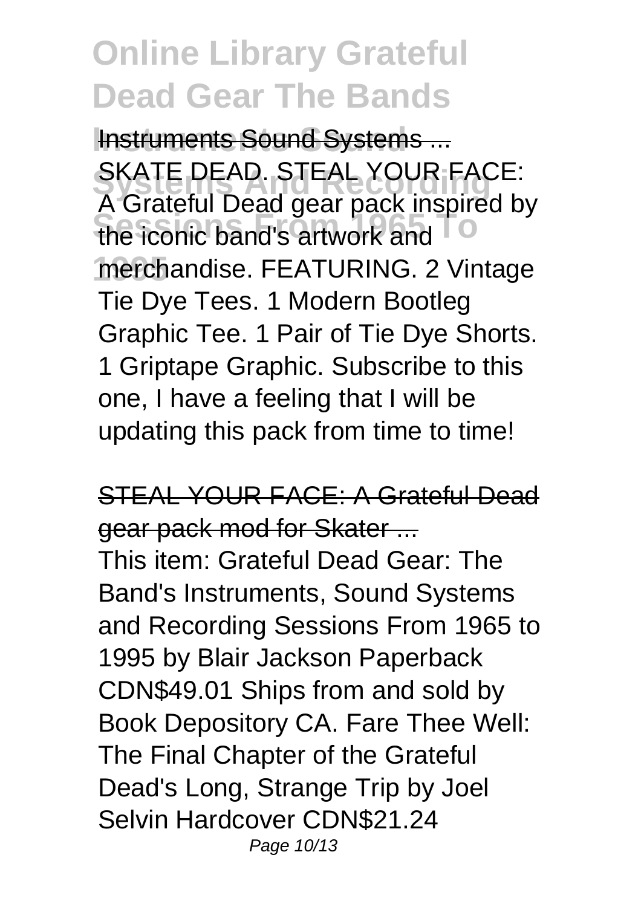Instruments Sound Systems ...

SKATE DEAD. STEAL YOUR FACE: A Grateful Dead gear pack inspired by the iconic band's artwork and merchandise. FEATURING. 2 Vintage Tie Dye Tees. 1 Modern Bootleg Graphic Tee. 1 Pair of Tie Dye Shorts. 1 Griptape Graphic. Subscribe to this one, I have a feeling that I will be updating this pack from time to time!

STEAL YOUR FACE: A Grateful Dead gear pack mod for Skater ...

This item: Grateful Dead Gear: The Band's Instruments, Sound Systems and Recording Sessions From 1965 to 1995 by Blair Jackson Paperback CDN$49.01 Ships from and sold by Book Depository CA. Fare Thee Well: The Final Chapter of the Grateful Dead's Long, Strange Trip by Joel Selvin Hardcover CDN$21.24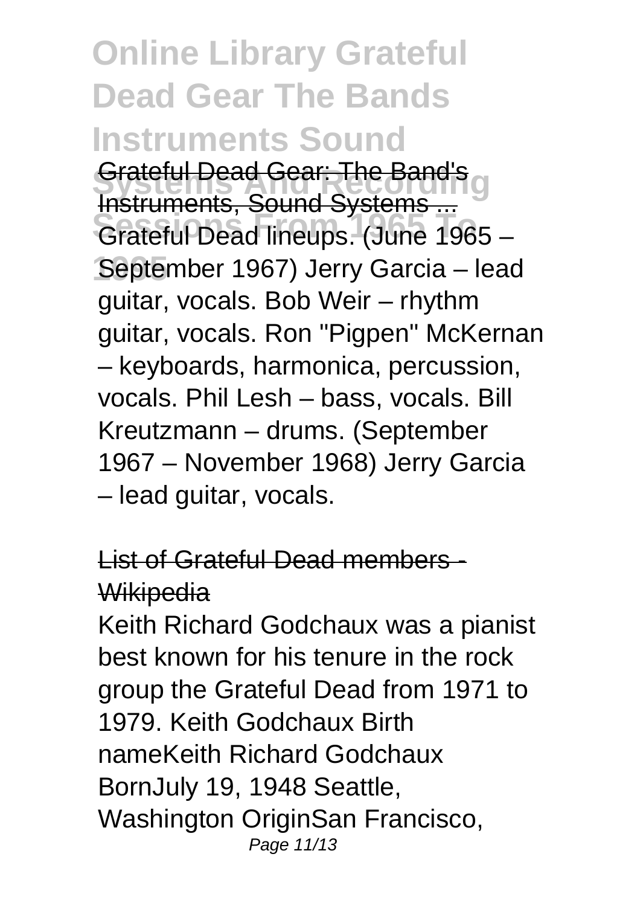# Online Library Grateful Dead Gear The Bands Instruments Sound Systems And Recording Sessions From 1965 To 1995

Grateful Dead Gear: The Band's Instruments, Sound Systems ...

Grateful Dead lineups. (June 1965 – September 1967) Jerry Garcia – lead guitar, vocals. Bob Weir – rhythm guitar, vocals. Ron "Pigpen" McKernan – keyboards, harmonica, percussion, vocals. Phil Lesh – bass, vocals. Bill Kreutzmann – drums. (September 1967 – November 1968) Jerry Garcia – lead guitar, vocals.

List of Grateful Dead members - Wikipedia

Keith Richard Godchaux was a pianist best known for his tenure in the rock group the Grateful Dead from 1971 to 1979. Keith Godchaux Birth nameKeith Richard Godchaux BornJuly 19, 1948 Seattle, Washington OriginSan Francisco,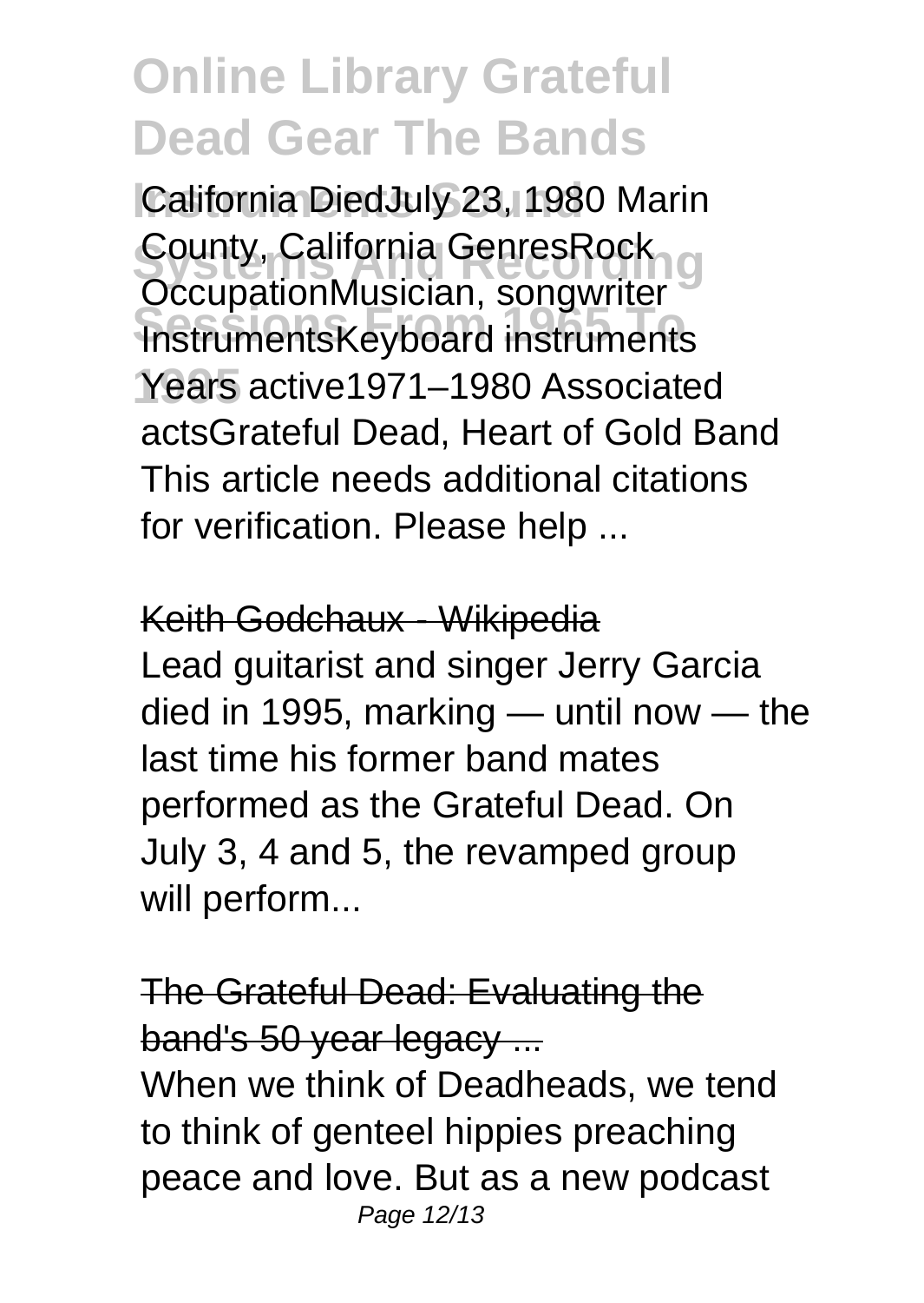California DiedJuly 23, 1980 Marin County, California GenresRock OccupationMusician, songwriter InstrumentsKeyboard instruments Years active1971–1980 Associated actsGrateful Dead, Heart of Gold Band This article needs additional citations for verification. Please help ...

Keith Godchaux - Wikipedia

Lead guitarist and singer Jerry Garcia died in 1995, marking — until now — the last time his former band mates performed as the Grateful Dead. On July 3, 4 and 5, the revamped group will perform...

The Grateful Dead: Evaluating the band's 50 year legacy ...

When we think of Deadheads, we tend to think of genteel hippies preaching peace and love. But as a new podcast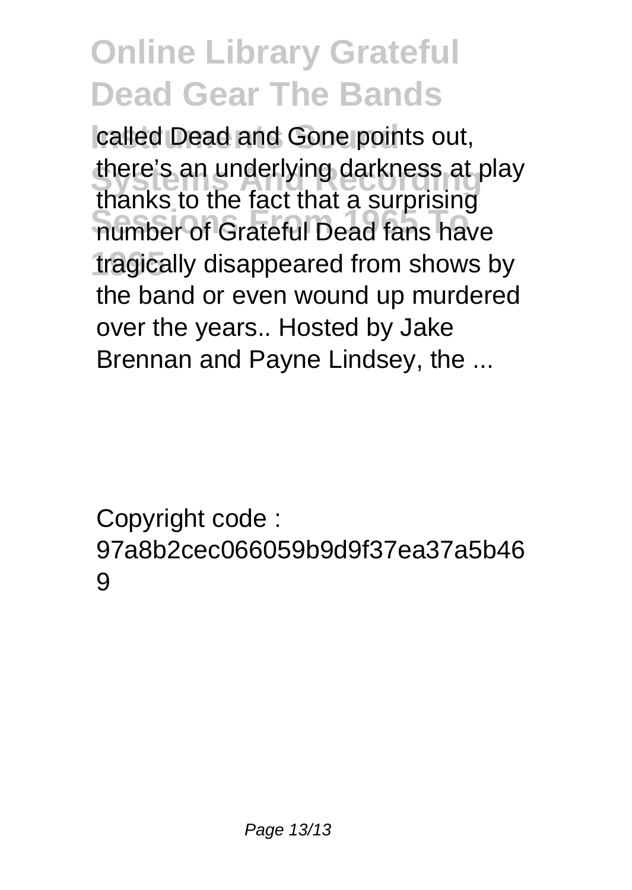called Dead and Gone points out, there's an underlying darkness at play thanks to the fact that a surprising number of Grateful Dead fans have tragically disappeared from shows by the band or even wound up murdered over the years.. Hosted by Jake Brennan and Payne Lindsey, the ...

Copyright code : 97a8b2cec066059b9d9f37ea37a5b469